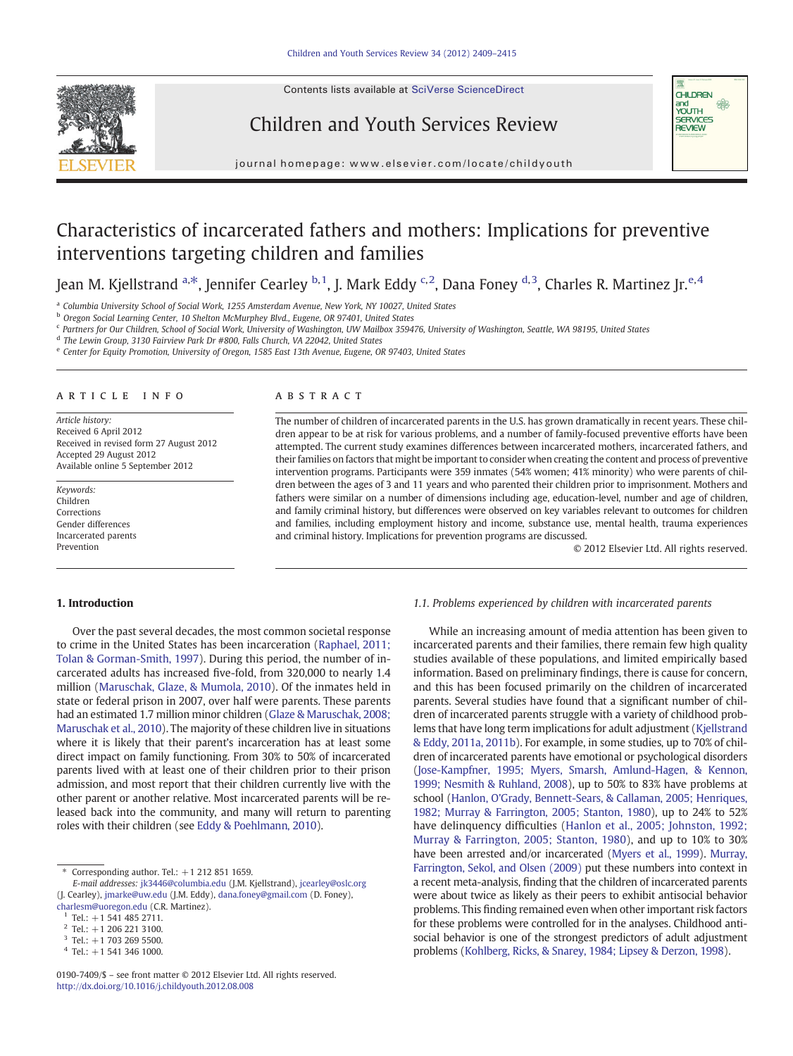# Characteristics of incarcerated fathers and mothers: Implications for preventive interventions targeting children and families

Jean M. Kjellstrand [a,*], Jennifer Cearley [b,1], J. Mark Eddy [c,2], Dana Foney [d,3], Charles R. Martinez Jr. [e,4]

[a] Columbia University School of Social Work, 1255 Amsterdam Avenue, New York, NY 10027, United States
[b] Oregon Social Learning Center, 10 Shelton McMurphey Blvd., Eugene, OR 97401, United States
[c] Partners for Our Children, School of Social Work, University of Washington, UW Mailbox 359476, University of Washington, Seattle, WA 98195, United States
[d] The Lewin Group, 3130 Fairview Park Dr #800, Falls Church, VA 22042, United States
[e] Center for Equity Promotion, University of Oregon, 1585 East 13th Avenue, Eugene, OR 97403, United States

## ARTICLE INFO

*Article history:*
Received 6 April 2012
Received in revised form 27 August 2012
Accepted 29 August 2012
Available online 5 September 2012

*Keywords:*
Children
Corrections
Gender differences
Incarcerated parents
Prevention

## ABSTRACT

The number of children of incarcerated parents in the U.S. has grown dramatically in recent years. These children appear to be at risk for various problems, and a number of family-focused preventive efforts have been attempted. The current study examines differences between incarcerated mothers, incarcerated fathers, and their families on factors that might be important to consider when creating the content and process of preventive intervention programs. Participants were 359 inmates (54% women; 41% minority) who were parents of children between the ages of 3 and 11 years and who parented their children prior to imprisonment. Mothers and fathers were similar on a number of dimensions including age, education-level, number and age of children, and family criminal history, but differences were observed on key variables relevant to outcomes for children and families, including employment history and income, substance use, mental health, trauma experiences and criminal history. Implications for prevention programs are discussed.

© 2012 Elsevier Ltd. All rights reserved.

## 1. Introduction

Over the past several decades, the most common societal response to crime in the United States has been incarceration (Raphael, 2011; Tolan & Gorman-Smith, 1997). During this period, the number of incarcerated adults has increased five-fold, from 320,000 to nearly 1.4 million (Maruschak, Glaze, & Mumola, 2010). Of the inmates held in state or federal prison in 2007, over half were parents. These parents had an estimated 1.7 million minor children (Glaze & Maruschak, 2008; Maruschak et al., 2010). The majority of these children live in situations where it is likely that their parent's incarceration has at least some direct impact on family functioning. From 30% to 50% of incarcerated parents lived with at least one of their children prior to their prison admission, and most report that their children currently live with the other parent or another relative. Most incarcerated parents will be released back into the community, and many will return to parenting roles with their children (see Eddy & Poehlmann, 2010).

### 1.1. Problems experienced by children with incarcerated parents

While an increasing amount of media attention has been given to incarcerated parents and their families, there remain few high quality studies available of these populations, and limited empirically based information. Based on preliminary findings, there is cause for concern, and this has been focused primarily on the children of incarcerated parents. Several studies have found that a significant number of children of incarcerated parents struggle with a variety of childhood problems that have long term implications for adult adjustment (Kjellstrand & Eddy, 2011a, 2011b). For example, in some studies, up to 70% of children of incarcerated parents have emotional or psychological disorders (Jose-Kampfner, 1995; Myers, Smarsh, Amlund-Hagen, & Kennon, 1999; Nesmith & Ruhland, 2008), up to 50% to 83% have problems at school (Hanlon, O'Grady, Bennett-Sears, & Callaman, 2005; Henriques, 1982; Murray & Farrington, 2005; Stanton, 1980), up to 24% to 52% have delinquency difficulties (Hanlon et al., 2005; Johnston, 1992; Murray & Farrington, 2005; Stanton, 1980), and up to 10% to 30% have been arrested and/or incarcerated (Myers et al., 1999). Murray, Farrington, Sekol, and Olsen (2009) put these numbers into context in a recent meta-analysis, finding that the children of incarcerated parents were about twice as likely as their peers to exhibit antisocial behavior problems. This finding remained even when other important risk factors for these problems were controlled for in the analyses. Childhood antisocial behavior is one of the strongest predictors of adult adjustment problems (Kohlberg, Ricks, & Snarey, 1984; Lipsey & Derzon, 1998).

---

\* Corresponding author. Tel.: +1 212 851 1659.
*E-mail addresses:* jk3446@columbia.edu (J.M. Kjellstrand), jcearley@oslc.org (J. Cearley), jmarke@uw.edu (J.M. Eddy), dana.foney@gmail.com (D. Foney), charlesm@uoregon.edu (C.R. Martinez).
[1] Tel.: +1 541 485 2711.
[2] Tel.: +1 206 221 3100.
[3] Tel.: +1 703 269 5500.
[4] Tel.: +1 541 346 1000.

0190-7409/$ – see front matter © 2012 Elsevier Ltd. All rights reserved.
http://dx.doi.org/10.1016/j.childyouth.2012.08.008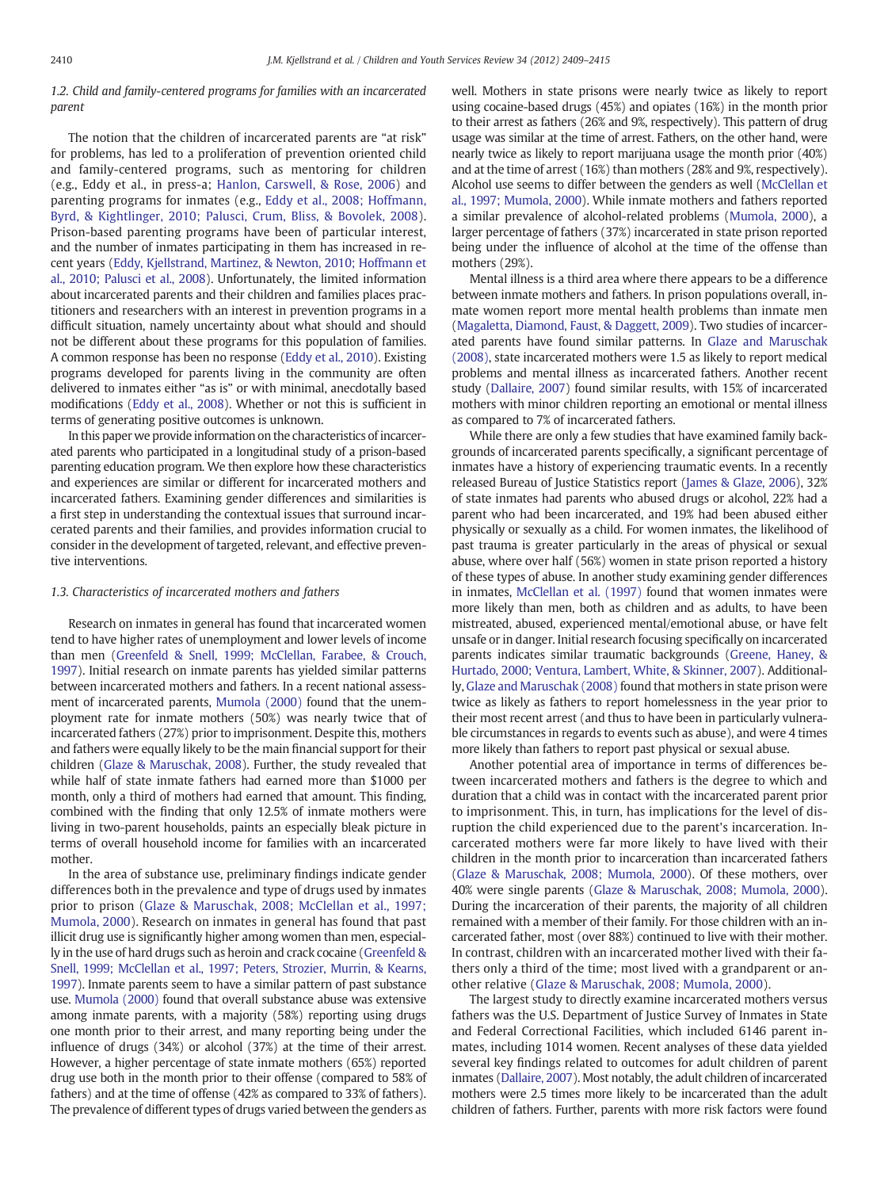### 1.2. Child and family-centered programs for families with an incarcerated parent

The notion that the children of incarcerated parents are "at risk" for problems, has led to a proliferation of prevention oriented child and family-centered programs, such as mentoring for children (e.g., Eddy et al., in press-a; Hanlon, Carswell, & Rose, 2006) and parenting programs for inmates (e.g., Eddy et al., 2008; Hoffmann, Byrd, & Kightlinger, 2010; Palusci, Crum, Bliss, & Bovolek, 2008). Prison-based parenting programs have been of particular interest, and the number of inmates participating in them has increased in recent years (Eddy, Kjellstrand, Martinez, & Newton, 2010; Hoffmann et al., 2010; Palusci et al., 2008). Unfortunately, the limited information about incarcerated parents and their children and families places practitioners and researchers with an interest in prevention programs in a difficult situation, namely uncertainty about what should and should not be different about these programs for this population of families. A common response has been no response (Eddy et al., 2010). Existing programs developed for parents living in the community are often delivered to inmates either "as is" or with minimal, anecdotally based modifications (Eddy et al., 2008). Whether or not this is sufficient in terms of generating positive outcomes is unknown.

In this paper we provide information on the characteristics of incarcerated parents who participated in a longitudinal study of a prison-based parenting education program. We then explore how these characteristics and experiences are similar or different for incarcerated mothers and incarcerated fathers. Examining gender differences and similarities is a first step in understanding the contextual issues that surround incarcerated parents and their families, and provides information crucial to consider in the development of targeted, relevant, and effective preventive interventions.

### 1.3. Characteristics of incarcerated mothers and fathers

Research on inmates in general has found that incarcerated women tend to have higher rates of unemployment and lower levels of income than men (Greenfeld & Snell, 1999; McClellan, Farabee, & Crouch, 1997). Initial research on inmate parents has yielded similar patterns between incarcerated mothers and fathers. In a recent national assessment of incarcerated parents, Mumola (2000) found that the unemployment rate for inmate mothers (50%) was nearly twice that of incarcerated fathers (27%) prior to imprisonment. Despite this, mothers and fathers were equally likely to be the main financial support for their children (Glaze & Maruschak, 2008). Further, the study revealed that while half of state inmate fathers had earned more than $1000 per month, only a third of mothers had earned that amount. This finding, combined with the finding that only 12.5% of inmate mothers were living in two-parent households, paints an especially bleak picture in terms of overall household income for families with an incarcerated mother.

In the area of substance use, preliminary findings indicate gender differences both in the prevalence and type of drugs used by inmates prior to prison (Glaze & Maruschak, 2008; McClellan et al., 1997; Mumola, 2000). Research on inmates in general has found that past illicit drug use is significantly higher among women than men, especially in the use of hard drugs such as heroin and crack cocaine (Greenfeld & Snell, 1999; McClellan et al., 1997; Peters, Strozier, Murrin, & Kearns, 1997). Inmate parents seem to have a similar pattern of past substance use. Mumola (2000) found that overall substance abuse was extensive among inmate parents, with a majority (58%) reporting using drugs one month prior to their arrest, and many reporting being under the influence of drugs (34%) or alcohol (37%) at the time of their arrest. However, a higher percentage of state inmate mothers (65%) reported drug use both in the month prior to their offense (compared to 58% of fathers) and at the time of offense (42% as compared to 33% of fathers). The prevalence of different types of drugs varied between the genders as well. Mothers in state prisons were nearly twice as likely to report using cocaine-based drugs (45%) and opiates (16%) in the month prior to their arrest as fathers (26% and 9%, respectively). This pattern of drug usage was similar at the time of arrest. Fathers, on the other hand, were nearly twice as likely to report marijuana usage the month prior (40%) and at the time of arrest (16%) than mothers (28% and 9%, respectively). Alcohol use seems to differ between the genders as well (McClellan et al., 1997; Mumola, 2000). While inmate mothers and fathers reported a similar prevalence of alcohol-related problems (Mumola, 2000), a larger percentage of fathers (37%) incarcerated in state prison reported being under the influence of alcohol at the time of the offense than mothers (29%).

Mental illness is a third area where there appears to be a difference between inmate mothers and fathers. In prison populations overall, inmate women report more mental health problems than inmate men (Magaletta, Diamond, Faust, & Daggett, 2009). Two studies of incarcerated parents have found similar patterns. In Glaze and Maruschak (2008), state incarcerated mothers were 1.5 as likely to report medical problems and mental illness as incarcerated fathers. Another recent study (Dallaire, 2007) found similar results, with 15% of incarcerated mothers with minor children reporting an emotional or mental illness as compared to 7% of incarcerated fathers.

While there are only a few studies that have examined family backgrounds of incarcerated parents specifically, a significant percentage of inmates have a history of experiencing traumatic events. In a recently released Bureau of Justice Statistics report (James & Glaze, 2006), 32% of state inmates had parents who abused drugs or alcohol, 22% had a parent who had been incarcerated, and 19% had been abused either physically or sexually as a child. For women inmates, the likelihood of past trauma is greater particularly in the areas of physical or sexual abuse, where over half (56%) women in state prison reported a history of these types of abuse. In another study examining gender differences in inmates, McClellan et al. (1997) found that women inmates were more likely than men, both as children and as adults, to have been mistreated, abused, experienced mental/emotional abuse, or have felt unsafe or in danger. Initial research focusing specifically on incarcerated parents indicates similar traumatic backgrounds (Greene, Haney, & Hurtado, 2000; Ventura, Lambert, White, & Skinner, 2007). Additionally, Glaze and Maruschak (2008) found that mothers in state prison were twice as likely as fathers to report homelessness in the year prior to their most recent arrest (and thus to have been in particularly vulnerable circumstances in regards to events such as abuse), and were 4 times more likely than fathers to report past physical or sexual abuse.

Another potential area of importance in terms of differences between incarcerated mothers and fathers is the degree to which and duration that a child was in contact with the incarcerated parent prior to imprisonment. This, in turn, has implications for the level of disruption the child experienced due to the parent's incarceration. Incarcerated mothers were far more likely to have lived with their children in the month prior to incarceration than incarcerated fathers (Glaze & Maruschak, 2008; Mumola, 2000). Of these mothers, over 40% were single parents (Glaze & Maruschak, 2008; Mumola, 2000). During the incarceration of their parents, the majority of all children remained with a member of their family. For those children with an incarcerated father, most (over 88%) continued to live with their mother. In contrast, children with an incarcerated mother lived with their fathers only a third of the time; most lived with a grandparent or another relative (Glaze & Maruschak, 2008; Mumola, 2000).

The largest study to directly examine incarcerated mothers versus fathers was the U.S. Department of Justice Survey of Inmates in State and Federal Correctional Facilities, which included 6146 parent inmates, including 1014 women. Recent analyses of these data yielded several key findings related to outcomes for adult children of parent inmates (Dallaire, 2007). Most notably, the adult children of incarcerated mothers were 2.5 times more likely to be incarcerated than the adult children of fathers. Further, parents with more risk factors were found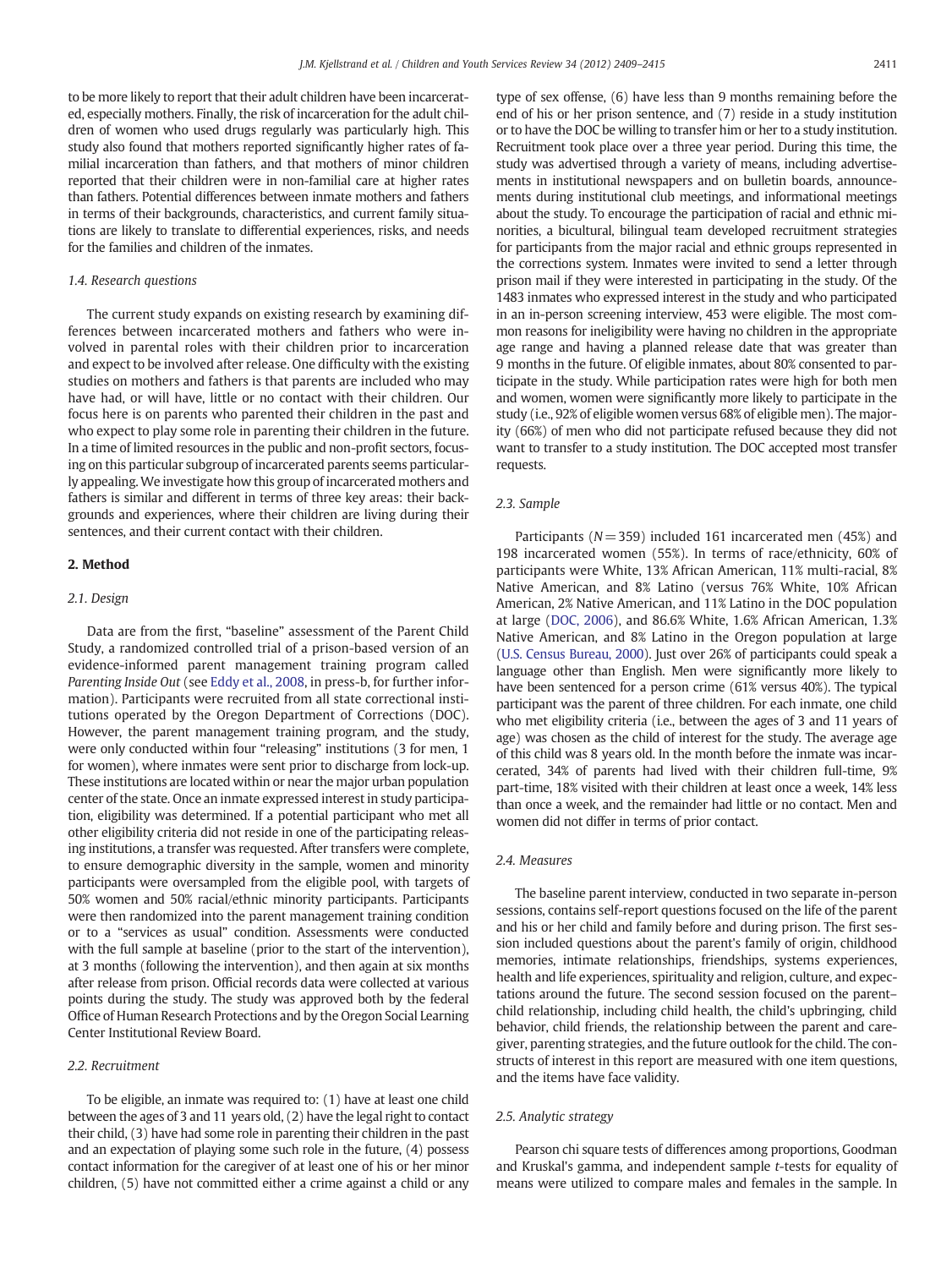to be more likely to report that their adult children have been incarcerated, especially mothers. Finally, the risk of incarceration for the adult children of women who used drugs regularly was particularly high. This study also found that mothers reported significantly higher rates of familial incarceration than fathers, and that mothers of minor children reported that their children were in non-familial care at higher rates than fathers. Potential differences between inmate mothers and fathers in terms of their backgrounds, characteristics, and current family situations are likely to translate to differential experiences, risks, and needs for the families and children of the inmates.

### 1.4. Research questions

The current study expands on existing research by examining differences between incarcerated mothers and fathers who were involved in parental roles with their children prior to incarceration and expect to be involved after release. One difficulty with the existing studies on mothers and fathers is that parents are included who may have had, or will have, little or no contact with their children. Our focus here is on parents who parented their children in the past and who expect to play some role in parenting their children in the future. In a time of limited resources in the public and non-profit sectors, focusing on this particular subgroup of incarcerated parents seems particularly appealing. We investigate how this group of incarcerated mothers and fathers is similar and different in terms of three key areas: their backgrounds and experiences, where their children are living during their sentences, and their current contact with their children.

## 2. Method

### 2.1. Design

Data are from the first, "baseline" assessment of the Parent Child Study, a randomized controlled trial of a prison-based version of an evidence-informed parent management training program called *Parenting Inside Out* (see Eddy et al., 2008, in press-b, for further information). Participants were recruited from all state correctional institutions operated by the Oregon Department of Corrections (DOC). However, the parent management training program, and the study, were only conducted within four "releasing" institutions (3 for men, 1 for women), where inmates were sent prior to discharge from lock-up. These institutions are located within or near the major urban population center of the state. Once an inmate expressed interest in study participation, eligibility was determined. If a potential participant who met all other eligibility criteria did not reside in one of the participating releasing institutions, a transfer was requested. After transfers were complete, to ensure demographic diversity in the sample, women and minority participants were oversampled from the eligible pool, with targets of 50% women and 50% racial/ethnic minority participants. Participants were then randomized into the parent management training condition or to a "services as usual" condition. Assessments were conducted with the full sample at baseline (prior to the start of the intervention), at 3 months (following the intervention), and then again at six months after release from prison. Official records data were collected at various points during the study. The study was approved both by the federal Office of Human Research Protections and by the Oregon Social Learning Center Institutional Review Board.

### 2.2. Recruitment

To be eligible, an inmate was required to: (1) have at least one child between the ages of 3 and 11 years old, (2) have the legal right to contact their child, (3) have had some role in parenting their children in the past and an expectation of playing some such role in the future, (4) possess contact information for the caregiver of at least one of his or her minor children, (5) have not committed either a crime against a child or any type of sex offense, (6) have less than 9 months remaining before the end of his or her prison sentence, and (7) reside in a study institution or to have the DOC be willing to transfer him or her to a study institution. Recruitment took place over a three year period. During this time, the study was advertised through a variety of means, including advertisements in institutional newspapers and on bulletin boards, announcements during institutional club meetings, and informational meetings about the study. To encourage the participation of racial and ethnic minorities, a bicultural, bilingual team developed recruitment strategies for participants from the major racial and ethnic groups represented in the corrections system. Inmates were invited to send a letter through prison mail if they were interested in participating in the study. Of the 1483 inmates who expressed interest in the study and who participated in an in-person screening interview, 453 were eligible. The most common reasons for ineligibility were having no children in the appropriate age range and having a planned release date that was greater than 9 months in the future. Of eligible inmates, about 80% consented to participate in the study. While participation rates were high for both men and women, women were significantly more likely to participate in the study (i.e., 92% of eligible women versus 68% of eligible men). The majority (66%) of men who did not participate refused because they did not want to transfer to a study institution. The DOC accepted most transfer requests.

### 2.3. Sample

Participants ($N = 359$) included 161 incarcerated men (45%) and 198 incarcerated women (55%). In terms of race/ethnicity, 60% of participants were White, 13% African American, 11% multi-racial, 8% Native American, and 8% Latino (versus 76% White, 10% African American, 2% Native American, and 11% Latino in the DOC population at large (DOC, 2006), and 86.6% White, 1.6% African American, 1.3% Native American, and 8% Latino in the Oregon population at large (U.S. Census Bureau, 2000). Just over 26% of participants could speak a language other than English. Men were significantly more likely to have been sentenced for a person crime (61% versus 40%). The typical participant was the parent of three children. For each inmate, one child who met eligibility criteria (i.e., between the ages of 3 and 11 years of age) was chosen as the child of interest for the study. The average age of this child was 8 years old. In the month before the inmate was incarcerated, 34% of parents had lived with their children full-time, 9% part-time, 18% visited with their children at least once a week, 14% less than once a week, and the remainder had little or no contact. Men and women did not differ in terms of prior contact.

### 2.4. Measures

The baseline parent interview, conducted in two separate in-person sessions, contains self-report questions focused on the life of the parent and his or her child and family before and during prison. The first session included questions about the parent's family of origin, childhood memories, intimate relationships, friendships, systems experiences, health and life experiences, spirituality and religion, culture, and expectations around the future. The second session focused on the parent–child relationship, including child health, the child's upbringing, child behavior, child friends, the relationship between the parent and caregiver, parenting strategies, and the future outlook for the child. The constructs of interest in this report are measured with one item questions, and the items have face validity.

### 2.5. Analytic strategy

Pearson chi square tests of differences among proportions, Goodman and Kruskal's gamma, and independent sample *t*-tests for equality of means were utilized to compare males and females in the sample. In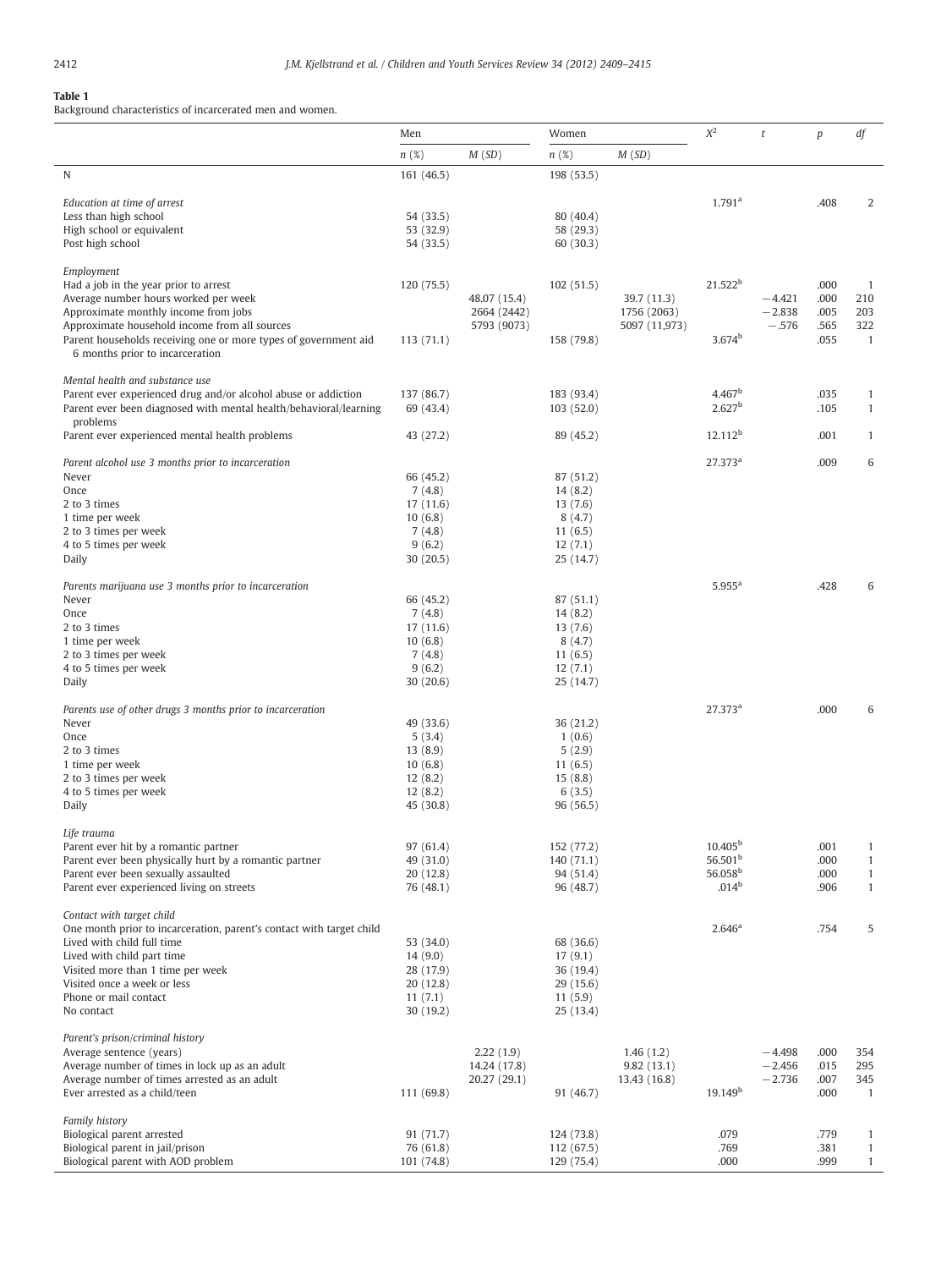**Table 1**
Background characteristics of incarcerated men and women.

| | Men | | Women | | $X^2$ | $t$ | $p$ | $df$ |
|---|---|---|---|---|---|---|---|---|
| | $n$ (%) | $M$ ($SD$) | $n$ (%) | $M$ ($SD$) | | | | |
| N | 161 (46.5) | | 198 (53.5) | | | | | |
| *Education at time of arrest* | | | | | 1.791[a] | | .408 | 2 |
| Less than high school | 54 (33.5) | | 80 (40.4) | | | | | |
| High school or equivalent | 53 (32.9) | | 58 (29.3) | | | | | |
| Post high school | 54 (33.5) | | 60 (30.3) | | | | | |
| *Employment* | | | | | | | | |
| Had a job in the year prior to arrest | 120 (75.5) | | 102 (51.5) | | 21.522[b] | | .000 | 1 |
| Average number hours worked per week | | 48.07 (15.4) | | 39.7 (11.3) | | −4.421 | .000 | 210 |
| Approximate monthly income from jobs | | 2664 (2442) | | 1756 (2063) | | −2.838 | .005 | 203 |
| Approximate household income from all sources | | 5793 (9073) | | 5097 (11,973) | | −.576 | .565 | 322 |
| Parent households receiving one or more types of government aid 6 months prior to incarceration | 113 (71.1) | | 158 (79.8) | | 3.674[b] | | .055 | 1 |
| *Mental health and substance use* | | | | | | | | |
| Parent ever experienced drug and/or alcohol abuse or addiction | 137 (86.7) | | 183 (93.4) | | 4.467[b] | | .035 | 1 |
| Parent ever been diagnosed with mental health/behavioral/learning problems | 69 (43.4) | | 103 (52.0) | | 2.627[b] | | .105 | 1 |
| Parent ever experienced mental health problems | 43 (27.2) | | 89 (45.2) | | 12.112[b] | | .001 | 1 |
| *Parent alcohol use 3 months prior to incarceration* | | | | | 27.373[a] | | .009 | 6 |
| Never | 66 (45.2) | | 87 (51.2) | | | | | |
| Once | 7 (4.8) | | 14 (8.2) | | | | | |
| 2 to 3 times | 17 (11.6) | | 13 (7.6) | | | | | |
| 1 time per week | 10 (6.8) | | 8 (4.7) | | | | | |
| 2 to 3 times per week | 7 (4.8) | | 11 (6.5) | | | | | |
| 4 to 5 times per week | 9 (6.2) | | 12 (7.1) | | | | | |
| Daily | 30 (20.5) | | 25 (14.7) | | | | | |
| *Parents marijuana use 3 months prior to incarceration* | | | | | 5.955[a] | | .428 | 6 |
| Never | 66 (45.2) | | 87 (51.1) | | | | | |
| Once | 7 (4.8) | | 14 (8.2) | | | | | |
| 2 to 3 times | 17 (11.6) | | 13 (7.6) | | | | | |
| 1 time per week | 10 (6.8) | | 8 (4.7) | | | | | |
| 2 to 3 times per week | 7 (4.8) | | 11 (6.5) | | | | | |
| 4 to 5 times per week | 9 (6.2) | | 12 (7.1) | | | | | |
| Daily | 30 (20.6) | | 25 (14.7) | | | | | |
| *Parents use of other drugs 3 months prior to incarceration* | | | | | 27.373[a] | | .000 | 6 |
| Never | 49 (33.6) | | 36 (21.2) | | | | | |
| Once | 5 (3.4) | | 1 (0.6) | | | | | |
| 2 to 3 times | 13 (8.9) | | 5 (2.9) | | | | | |
| 1 time per week | 10 (6.8) | | 11 (6.5) | | | | | |
| 2 to 3 times per week | 12 (8.2) | | 15 (8.8) | | | | | |
| 4 to 5 times per week | 12 (8.2) | | 6 (3.5) | | | | | |
| Daily | 45 (30.8) | | 96 (56.5) | | | | | |
| *Life trauma* | | | | | | | | |
| Parent ever hit by a romantic partner | 97 (61.4) | | 152 (77.2) | | 10.405[b] | | .001 | 1 |
| Parent ever been physically hurt by a romantic partner | 49 (31.0) | | 140 (71.1) | | 56.501[b] | | .000 | 1 |
| Parent ever been sexually assaulted | 20 (12.8) | | 94 (51.4) | | 56.058[b] | | .000 | 1 |
| Parent ever experienced living on streets | 76 (48.1) | | 96 (48.7) | | .014[b] | | .906 | 1 |
| *Contact with target child* | | | | | | | | |
| One month prior to incarceration, parent's contact with target child | | | | | 2.646[a] | | .754 | 5 |
| Lived with child full time | 53 (34.0) | | 68 (36.6) | | | | | |
| Lived with child part time | 14 (9.0) | | 17 (9.1) | | | | | |
| Visited more than 1 time per week | 28 (17.9) | | 36 (19.4) | | | | | |
| Visited once a week or less | 20 (12.8) | | 29 (15.6) | | | | | |
| Phone or mail contact | 11 (7.1) | | 11 (5.9) | | | | | |
| No contact | 30 (19.2) | | 25 (13.4) | | | | | |
| *Parent's prison/criminal history* | | | | | | | | |
| Average sentence (years) | | 2.22 (1.9) | | 1.46 (1.2) | | −4.498 | .000 | 354 |
| Average number of times in lock up as an adult | | 14.24 (17.8) | | 9.82 (13.1) | | −2.456 | .015 | 295 |
| Average number of times arrested as an adult | | 20.27 (29.1) | | 13.43 (16.8) | | −2.736 | .007 | 345 |
| Ever arrested as a child/teen | 111 (69.8) | | 91 (46.7) | | 19.149[b] | | .000 | 1 |
| *Family history* | | | | | | | | |
| Biological parent arrested | 91 (71.7) | | 124 (73.8) | | .079 | | .779 | 1 |
| Biological parent in jail/prison | 76 (61.8) | | 112 (67.5) | | .769 | | .381 | 1 |
| Biological parent with AOD problem | 101 (74.8) | | 129 (75.4) | | .000 | | .999 | 1 |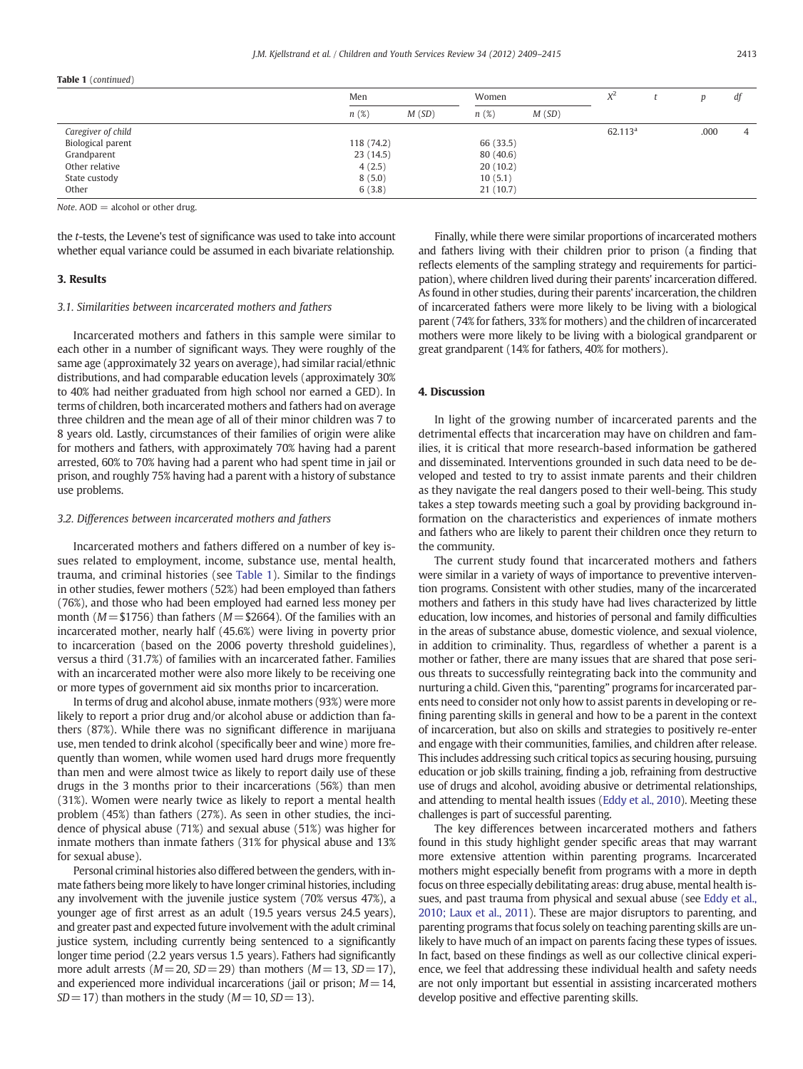Table 1 (continued)

| | Men | | Women | | $X^2$ | $t$ | $p$ | $df$ |
|---|---|---|---|---|---|---|---|---|
| | $n$ (%) | $M$ ($SD$) | $n$ (%) | $M$ ($SD$) | | | | |
| *Caregiver of child* | | | | | 62.113[a] | | .000 | 4 |
| Biological parent | 118 (74.2) | | 66 (33.5) | | | | | |
| Grandparent | 23 (14.5) | | 80 (40.6) | | | | | |
| Other relative | 4 (2.5) | | 20 (10.2) | | | | | |
| State custody | 8 (5.0) | | 10 (5.1) | | | | | |
| Other | 6 (3.8) | | 21 (10.7) | | | | | |

*Note.* AOD = alcohol or other drug.

the *t*-tests, the Levene's test of significance was used to take into account whether equal variance could be assumed in each bivariate relationship.

## 3. Results

### 3.1. Similarities between incarcerated mothers and fathers

Incarcerated mothers and fathers in this sample were similar to each other in a number of significant ways. They were roughly of the same age (approximately 32 years on average), had similar racial/ethnic distributions, and had comparable education levels (approximately 30% to 40% had neither graduated from high school nor earned a GED). In terms of children, both incarcerated mothers and fathers had on average three children and the mean age of all of their minor children was 7 to 8 years old. Lastly, circumstances of their families of origin were alike for mothers and fathers, with approximately 70% having had a parent arrested, 60% to 70% having had a parent who had spent time in jail or prison, and roughly 75% having had a parent with a history of substance use problems.

### 3.2. Differences between incarcerated mothers and fathers

Incarcerated mothers and fathers differed on a number of key issues related to employment, income, substance use, mental health, trauma, and criminal histories (see Table 1). Similar to the findings in other studies, fewer mothers (52%) had been employed than fathers (76%), and those who had been employed had earned less money per month ($M$ = \$1756) than fathers ($M$ = \$2664). Of the families with an incarcerated mother, nearly half (45.6%) were living in poverty prior to incarceration (based on the 2006 poverty threshold guidelines), versus a third (31.7%) of families with an incarcerated father. Families with an incarcerated mother were also more likely to be receiving one or more types of government aid six months prior to incarceration.

In terms of drug and alcohol abuse, inmate mothers (93%) were more likely to report a prior drug and/or alcohol abuse or addiction than fathers (87%). While there was no significant difference in marijuana use, men tended to drink alcohol (specifically beer and wine) more frequently than women, while women used hard drugs more frequently than men and were almost twice as likely to report daily use of these drugs in the 3 months prior to their incarcerations (56%) than men (31%). Women were nearly twice as likely to report a mental health problem (45%) than fathers (27%). As seen in other studies, the incidence of physical abuse (71%) and sexual abuse (51%) was higher for inmate mothers than inmate fathers (31% for physical abuse and 13% for sexual abuse).

Personal criminal histories also differed between the genders, with inmate fathers being more likely to have longer criminal histories, including any involvement with the juvenile justice system (70% versus 47%), a younger age of first arrest as an adult (19.5 years versus 24.5 years), and greater past and expected future involvement with the adult criminal justice system, including currently being sentenced to a significantly longer time period (2.2 years versus 1.5 years). Fathers had significantly more adult arrests ($M$ = 20, $SD$ = 29) than mothers ($M$ = 13, $SD$ = 17), and experienced more individual incarcerations (jail or prison; $M$ = 14, $SD$ = 17) than mothers in the study ($M$ = 10, $SD$ = 13).

Finally, while there were similar proportions of incarcerated mothers and fathers living with their children prior to prison (a finding that reflects elements of the sampling strategy and requirements for participation), where children lived during their parents' incarceration differed. As found in other studies, during their parents' incarceration, the children of incarcerated fathers were more likely to be living with a biological parent (74% for fathers, 33% for mothers) and the children of incarcerated mothers were more likely to be living with a biological grandparent or great grandparent (14% for fathers, 40% for mothers).

## 4. Discussion

In light of the growing number of incarcerated parents and the detrimental effects that incarceration may have on children and families, it is critical that more research-based information be gathered and disseminated. Interventions grounded in such data need to be developed and tested to try to assist inmate parents and their children as they navigate the real dangers posed to their well-being. This study takes a step towards meeting such a goal by providing background information on the characteristics and experiences of inmate mothers and fathers who are likely to parent their children once they return to the community.

The current study found that incarcerated mothers and fathers were similar in a variety of ways of importance to preventive intervention programs. Consistent with other studies, many of the incarcerated mothers and fathers in this study have had lives characterized by little education, low incomes, and histories of personal and family difficulties in the areas of substance abuse, domestic violence, and sexual violence, in addition to criminality. Thus, regardless of whether a parent is a mother or father, there are many issues that are shared that pose serious threats to successfully reintegrating back into the community and nurturing a child. Given this, "parenting" programs for incarcerated parents need to consider not only how to assist parents in developing or refining parenting skills in general and how to be a parent in the context of incarceration, but also on skills and strategies to positively re-enter and engage with their communities, families, and children after release. This includes addressing such critical topics as securing housing, pursuing education or job skills training, finding a job, refraining from destructive use of drugs and alcohol, avoiding abusive or detrimental relationships, and attending to mental health issues (Eddy et al., 2010). Meeting these challenges is part of successful parenting.

The key differences between incarcerated mothers and fathers found in this study highlight gender specific areas that may warrant more extensive attention within parenting programs. Incarcerated mothers might especially benefit from programs with a more in depth focus on three especially debilitating areas: drug abuse, mental health issues, and past trauma from physical and sexual abuse (see Eddy et al., 2010; Laux et al., 2011). These are major disruptors to parenting, and parenting programs that focus solely on teaching parenting skills are unlikely to have much of an impact on parents facing these types of issues. In fact, based on these findings as well as our collective clinical experience, we feel that addressing these individual health and safety needs are not only important but essential in assisting incarcerated mothers develop positive and effective parenting skills.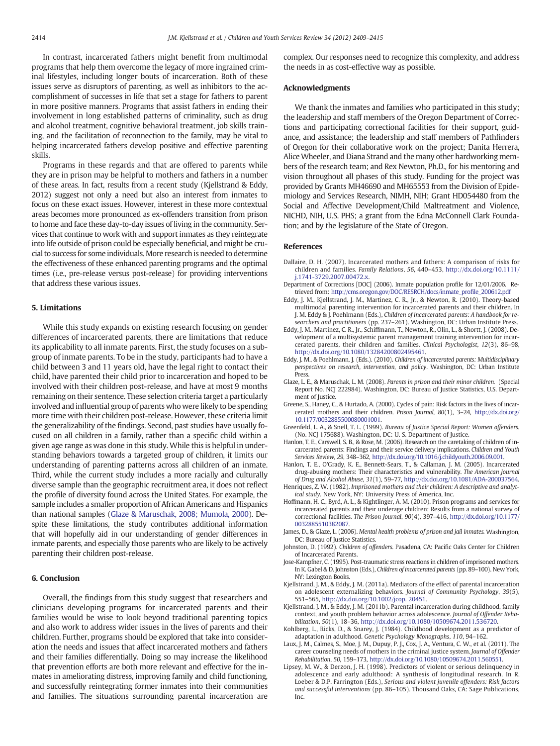In contrast, incarcerated fathers might benefit from multimodal programs that help them overcome the legacy of more ingrained criminal lifestyles, including longer bouts of incarceration. Both of these issues serve as disruptors of parenting, as well as inhibitors to the accomplishment of successes in life that set a stage for fathers to parent in more positive manners. Programs that assist fathers in ending their involvement in long established patterns of criminality, such as drug and alcohol treatment, cognitive behavioral treatment, job skills training, and the facilitation of reconnection to the family, may be vital to helping incarcerated fathers develop positive and effective parenting skills.

Programs in these regards and that are offered to parents while they are in prison may be helpful to mothers and fathers in a number of these areas. In fact, results from a recent study (Kjellstrand & Eddy, 2012) suggest not only a need but also an interest from inmates to focus on these exact issues. However, interest in these more contextual areas becomes more pronounced as ex-offenders transition from prison to home and face these day-to-day issues of living in the community. Services that continue to work with and support inmates as they reintegrate into life outside of prison could be especially beneficial, and might be crucial to success for some individuals. More research is needed to determine the effectiveness of these enhanced parenting programs and the optimal times (i.e., pre-release versus post-release) for providing interventions that address these various issues.

## 5. Limitations

While this study expands on existing research focusing on gender differences of incarcerated parents, there are limitations that reduce its applicability to all inmate parents. First, the study focuses on a subgroup of inmate parents. To be in the study, participants had to have a child between 3 and 11 years old, have the legal right to contact their child, have parented their child prior to incarceration and hoped to be involved with their children post-release, and have at most 9 months remaining on their sentence. These selection criteria target a particularly involved and influential group of parents who were likely to be spending more time with their children post-release. However, these criteria limit the generalizability of the findings. Second, past studies have usually focused on all children in a family, rather than a specific child within a given age range as was done in this study. While this is helpful in understanding behaviors towards a targeted group of children, it limits our understanding of parenting patterns across all children of an inmate. Third, while the current study includes a more racially and culturally diverse sample than the geographic recruitment area, it does not reflect the profile of diversity found across the United States. For example, the sample includes a smaller proportion of African Americans and Hispanics than national samples (Glaze & Maruschak, 2008; Mumola, 2000). Despite these limitations, the study contributes additional information that will hopefully aid in our understanding of gender differences in inmate parents, and especially those parents who are likely to be actively parenting their children post-release.

## 6. Conclusion

Overall, the findings from this study suggest that researchers and clinicians developing programs for incarcerated parents and their families would be wise to look beyond traditional parenting topics and also work to address wider issues in the lives of parents and their children. Further, programs should be explored that take into consideration the needs and issues that affect incarcerated mothers and fathers and their families differentially. Doing so may increase the likelihood that prevention efforts are both more relevant and effective for the inmates in ameliorating distress, improving family and child functioning, and successfully reintegrating former inmates into their communities and families. The situations surrounding parental incarceration are complex. Our responses need to recognize this complexity, and address the needs in as cost-effective way as possible.

## Acknowledgments

We thank the inmates and families who participated in this study; the leadership and staff members of the Oregon Department of Corrections and participating correctional facilities for their support, guidance, and assistance; the leadership and staff members of Pathfinders of Oregon for their collaborative work on the project; Danita Herrera, Alice Wheeler, and Diana Strand and the many other hardworking members of the research team; and Rex Newton, Ph.D., for his mentoring and vision throughout all phases of this study. Funding for the project was provided by Grants MH46690 and MH65553 from the Division of Epidemiology and Services Research, NIMH, NIH; Grant HD054480 from the Social and Affective Development/Child Maltreatment and Violence, NICHD, NIH, U.S. PHS; a grant from the Edna McConnell Clark Foundation; and by the legislature of the State of Oregon.

## References

Dallaire, D. H. (2007). Incarcerated mothers and fathers: A comparison of risks for children and families. *Family Relations*, *56*, 440–453, http://dx.doi.org/10.1111/j.1741-3729.2007.00472.x.

Department of Corrections [DOC] (2006). Inmate population profile for 12/01/2006. Retrieved from: http://cms.oregon.gov/DOC/RESRCH/docs/inmate_profile_200612.pdf

Eddy, J. M., Kjellstrand, J. M., Martinez, C. R., Jr., & Newton, R. (2010). Theory-based multimodal parenting intervention for incarcerated parents and their children. In J. M. Eddy & J. Poehlmann (Eds.), *Children of incarcerated parents: A handbook for researchers and practitioners* (pp. 237–261). Washington, DC: Urban Institute Press.

Eddy, J. M., Martinez, C. R., Jr., Schiffmann, T., Newton, R., Olin, L., & Shortt, J. (2008). Development of a multisystemic parent management training intervention for incarcerated parents, their children and families. *Clinical Psychologist*, *12*(3), 86–98, http://dx.doi.org/10.1080/13284200802495461.

Eddy, J. M., & Poehlmann, J. (Eds.). (2010). *Children of incarcerated parents: Multidisciplinary perspectives on research, intervention, and policy*. Washington, DC: Urban Institute Press.

Glaze, L. E., & Maruschak, L. M. (2008). *Parents in prison and their minor children.* (Special Report No. NCJ 222984). Washington, DC: Bureau of Justice Statistics, U.S. Department of Justice.

Greene, S., Haney, C., & Hurtado, A. (2000). Cycles of pain: Risk factors in the lives of incarcerated mothers and their children. *Prison Journal*, *80*(1), 3–24, http://dx.doi.org/10.1177/0032885500080001001.

Greenfeld, L. A., & Snell, T. L. (1999). *Bureau of Justice Special Report: Women offenders.* (No. NCJ 175688). Washington, DC: U. S. Department of Justice.

Hanlon, T. E., Carswell, S. B., & Rose, M. (2006). Research on the caretaking of children of incarcerated parents: Findings and their service delivery implications. *Children and Youth Services Review*, *29*, 348–362, http://dx.doi.org/10.1016/j.childyouth.2006.09.001.

Hanlon, T. E., O'Grady, K. E., Bennett-Sears, T., & Callaman, J. M. (2005). Incarcerated drug-abusing mothers: Their characteristics and vulnerability. *The American Journal of Drug and Alcohol Abuse*, *31*(1), 59–77, http://dx.doi.org/10.1081/ADA-200037564.

Henriques, Z. W. (1982). *Imprisoned mothers and their children: A descriptive and analytical study*. New York, NY: University Press of America, Inc.

Hoffmann, H. C., Byrd, A. L., & Kightlinger, A. M. (2010). Prison programs and services for incarcerated parents and their underage children: Results from a national survey of correctional facilities. *The Prison Journal*, *90*(4), 397–416, http://dx.doi.org/10.1177/0032885510382087.

James, D., & Glaze, L. (2006). *Mental health problems of prison and jail inmates.* Washington, DC: Bureau of Justice Statistics.

Johnston, D. (1992). *Children of offenders.* Pasadena, CA: Pacific Oaks Center for Children of Incarcerated Parents.

Jose-Kampfner, C. (1995). Post-traumatic stress reactions in children of imprisoned mothers. In K. Gabel & D. Johnston (Eds.), *Children of incarcerated parents* (pp. 89–100). New York, NY: Lexington Books.

Kjellstrand, J. M., & Eddy, J. M. (2011a). Mediators of the effect of parental incarceration on adolescent externalizing behaviors. *Journal of Community Psychology*, *39*(5), 551–565, http://dx.doi.org/10.1002/jcop. 20451.

Kjellstrand, J. M., & Eddy, J. M. (2011b). Parental incarceration during childhood, family context, and youth problem behavior across adolescence. *Journal of Offender Rehabilitation*, *50*(1), 18–36, http://dx.doi.org/10.1080/10509674.2011.536720.

Kohlberg, L., Ricks, D., & Snarey, J. (1984). Childhood development as a predictor of adaptation in adulthood. *Genetic Psychology Monographs*, *110*, 94–162.

Laux, J. M., Calmes, S., Moe, J. M., Dupuy, P. J., Cox, J. A., Ventura, C. W., et al. (2011). The career counseling needs of mothers in the criminal justice system. *Journal of Offender Rehabilitation*, *50*, 159–173, http://dx.doi.org/10.1080/10509674.2011.560551.

Lipsey, M. W., & Derzon, J. H. (1998). Predictors of violent or serious delinquency in adolescence and early adulthood: A synthesis of longitudinal research. In R. Loeber & D.P. Farrington (Eds.), *Serious and violent juvenile offenders: Risk factors and successful interventions* (pp. 86–105). Thousand Oaks, CA: Sage Publications, Inc.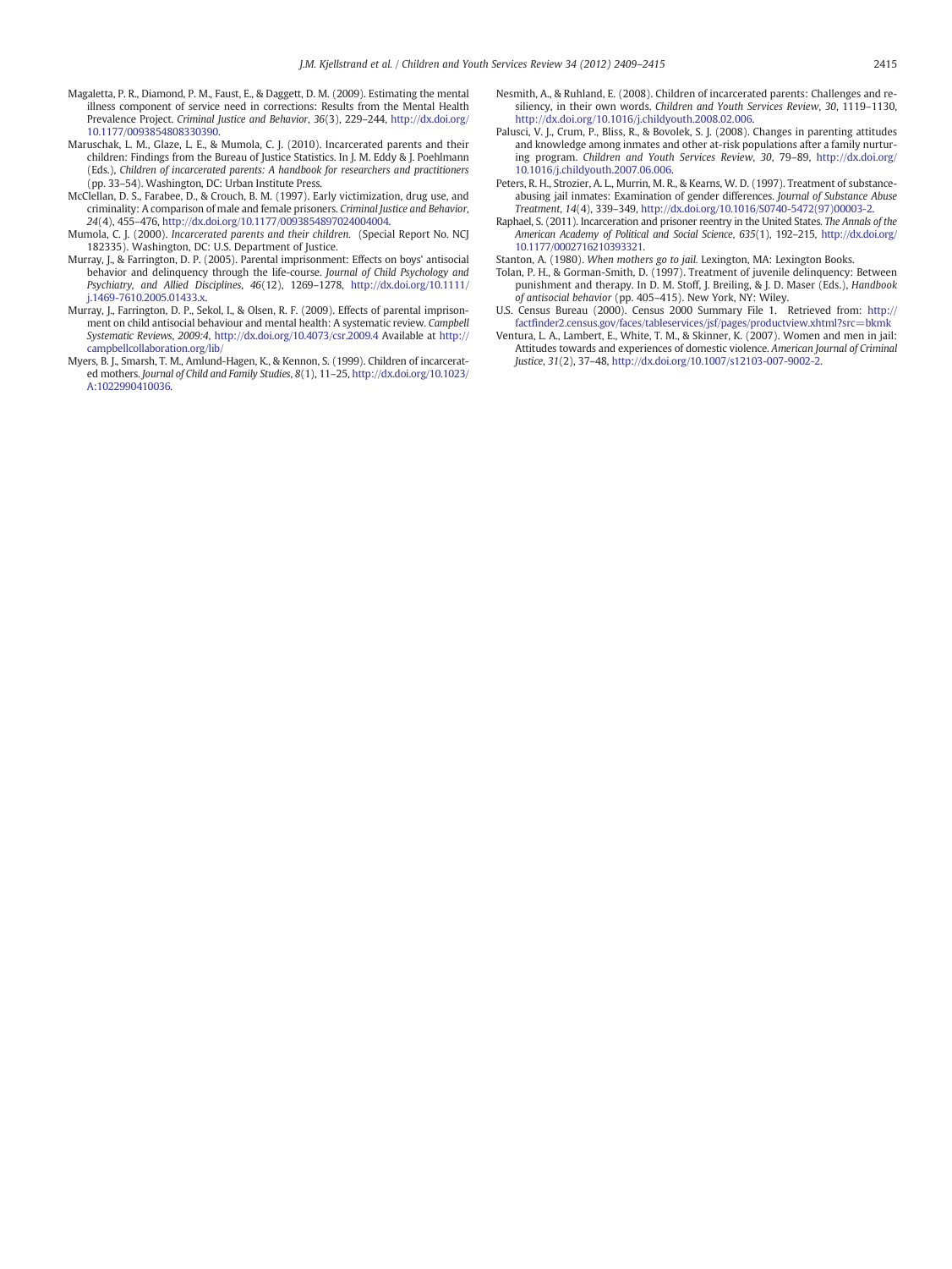Magaletta, P. R., Diamond, P. M., Faust, E., & Daggett, D. M. (2009). Estimating the mental illness component of service need in corrections: Results from the Mental Health Prevalence Project. *Criminal Justice and Behavior*, *36*(3), 229–244, http://dx.doi.org/10.1177/0093854808330390.

Maruschak, L. M., Glaze, L. E., & Mumola, C. J. (2010). Incarcerated parents and their children: Findings from the Bureau of Justice Statistics. In J. M. Eddy & J. Poehlmann (Eds.), *Children of incarcerated parents: A handbook for researchers and practitioners* (pp. 33–54). Washington, DC: Urban Institute Press.

McClellan, D. S., Farabee, D., & Crouch, B. M. (1997). Early victimization, drug use, and criminality: A comparison of male and female prisoners. *Criminal Justice and Behavior*, *24*(4), 455–476, http://dx.doi.org/10.1177/0093854897024004004.

Mumola, C. J. (2000). *Incarcerated parents and their children.* (Special Report No. NCJ 182335). Washington, DC: U.S. Department of Justice.

Murray, J., & Farrington, D. P. (2005). Parental imprisonment: Effects on boys' antisocial behavior and delinquency through the life-course. *Journal of Child Psychology and Psychiatry, and Allied Disciplines*, *46*(12), 1269–1278, http://dx.doi.org/10.1111/j.1469-7610.2005.01433.x.

Murray, J., Farrington, D. P., Sekol, I., & Olsen, R. F. (2009). Effects of parental imprisonment on child antisocial behaviour and mental health: A systematic review. *Campbell Systematic Reviews*, *2009:4*, http://dx.doi.org/10.4073/csr.2009.4 Available at http://campbellcollaboration.org/lib/

Myers, B. J., Smarsh, T. M., Amlund-Hagen, K., & Kennon, S. (1999). Children of incarcerated mothers. *Journal of Child and Family Studies*, *8*(1), 11–25, http://dx.doi.org/10.1023/A:1022990410036.

Nesmith, A., & Ruhland, E. (2008). Children of incarcerated parents: Challenges and resiliency, in their own words. *Children and Youth Services Review*, *30*, 1119–1130, http://dx.doi.org/10.1016/j.childyouth.2008.02.006.

Palusci, V. J., Crum, P., Bliss, R., & Bovolek, S. J. (2008). Changes in parenting attitudes and knowledge among inmates and other at-risk populations after a family nurturing program. *Children and Youth Services Review*, *30*, 79–89, http://dx.doi.org/10.1016/j.childyouth.2007.06.006.

Peters, R. H., Strozier, A. L., Murrin, M. R., & Kearns, W. D. (1997). Treatment of substance-abusing jail inmates: Examination of gender differences. *Journal of Substance Abuse Treatment*, *14*(4), 339–349, http://dx.doi.org/10.1016/S0740-5472(97)00003-2.

Raphael, S. (2011). Incarceration and prisoner reentry in the United States. *The Annals of the American Academy of Political and Social Science*, *635*(1), 192–215, http://dx.doi.org/10.1177/0002716210393321.

Stanton, A. (1980). *When mothers go to jail.* Lexington, MA: Lexington Books.

Tolan, P. H., & Gorman-Smith, D. (1997). Treatment of juvenile delinquency: Between punishment and therapy. In D. M. Stoff, J. Breiling, & J. D. Maser (Eds.), *Handbook of antisocial behavior* (pp. 405–415). New York, NY: Wiley.

U.S. Census Bureau (2000). Census 2000 Summary File 1. Retrieved from: http://factfinder2.census.gov/faces/tableservices/jsf/pages/productview.xhtml?src=bkmk

Ventura, L. A., Lambert, E., White, T. M., & Skinner, K. (2007). Women and men in jail: Attitudes towards and experiences of domestic violence. *American Journal of Criminal Justice*, *31*(2), 37–48, http://dx.doi.org/10.1007/s12103-007-9002-2.